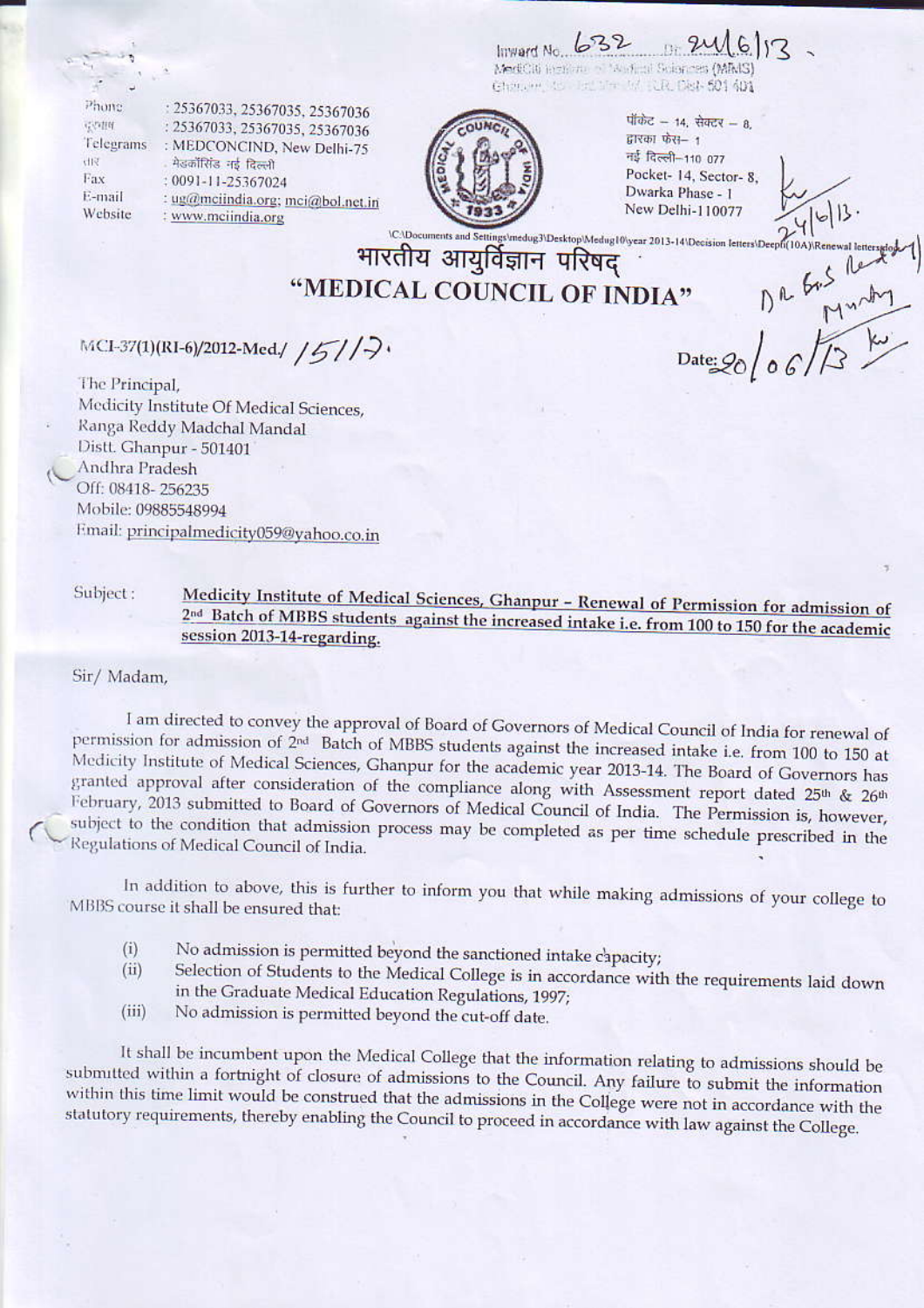Inward No. 632 Dt. 24/6/13

MediCiti Institute of Medical Sciences (MIMS)

Phone : 25367033, 25367035, 25367036

दूरभाष : 25367033, 25367035, 25367036

Telegrams : MEDCONCIND, New Delhi-75

तार : मेडकौंसिंड नई दिल्ली

Fax : 0091-11-25367024

E-mail : ug@mciindia.org; mci@bol.net.in

Website : www.mciindia.org

पॉकेट – 14, सेक्टर – 8,
द्वारका फेस– 1
नई दिल्ली–110 077
Pocket- 14, Sector- 8,
Dwarka Phase - 1
New Delhi-110077

\C:\Documents and Settings\medug3\Desktop\Medug10\year 2013-14\Decision letters\Deepti(10A)\Renewal letters\

# भारतीय आयुर्विज्ञान परिषद्

# "MEDICAL COUNCIL OF INDIA"

MCI-37(1)(RI-6)/2012-Med./ 15117.

Date: 20/06/13

The Principal,
Medicity Institute Of Medical Sciences,
Ranga Reddy Madchal Mandal
Distt. Ghanpur - 501401
Andhra Pradesh
Off: 08418- 256235
Mobile: 09885548994
Email: principalmedicity059@yahoo.co.in

Subject : **Medicity Institute of Medical Sciences, Ghanpur – Renewal of Permission for admission of 2nd Batch of MBBS students against the increased intake i.e. from 100 to 150 for the academic session 2013-14-regarding.**

Sir/ Madam,

I am directed to convey the approval of Board of Governors of Medical Council of India for renewal of permission for admission of 2nd Batch of MBBS students against the increased intake i.e. from 100 to 150 at Medicity Institute of Medical Sciences, Ghanpur for the academic year 2013-14. The Board of Governors has granted approval after consideration of the compliance along with Assessment report dated 25th & 26th February, 2013 submitted to Board of Governors of Medical Council of India. The Permission is, however, subject to the condition that admission process may be completed as per time schedule prescribed in the Regulations of Medical Council of India.

In addition to above, this is further to inform you that while making admissions of your college to MBBS course it shall be ensured that:

(i) No admission is permitted beyond the sanctioned intake capacity;
(ii) Selection of Students to the Medical College is in accordance with the requirements laid down in the Graduate Medical Education Regulations, 1997;
(iii) No admission is permitted beyond the cut-off date.

It shall be incumbent upon the Medical College that the information relating to admissions should be submitted within a fortnight of closure of admissions to the Council. Any failure to submit the information within this time limit would be construed that the admissions in the College were not in accordance with the statutory requirements, thereby enabling the Council to proceed in accordance with law against the College.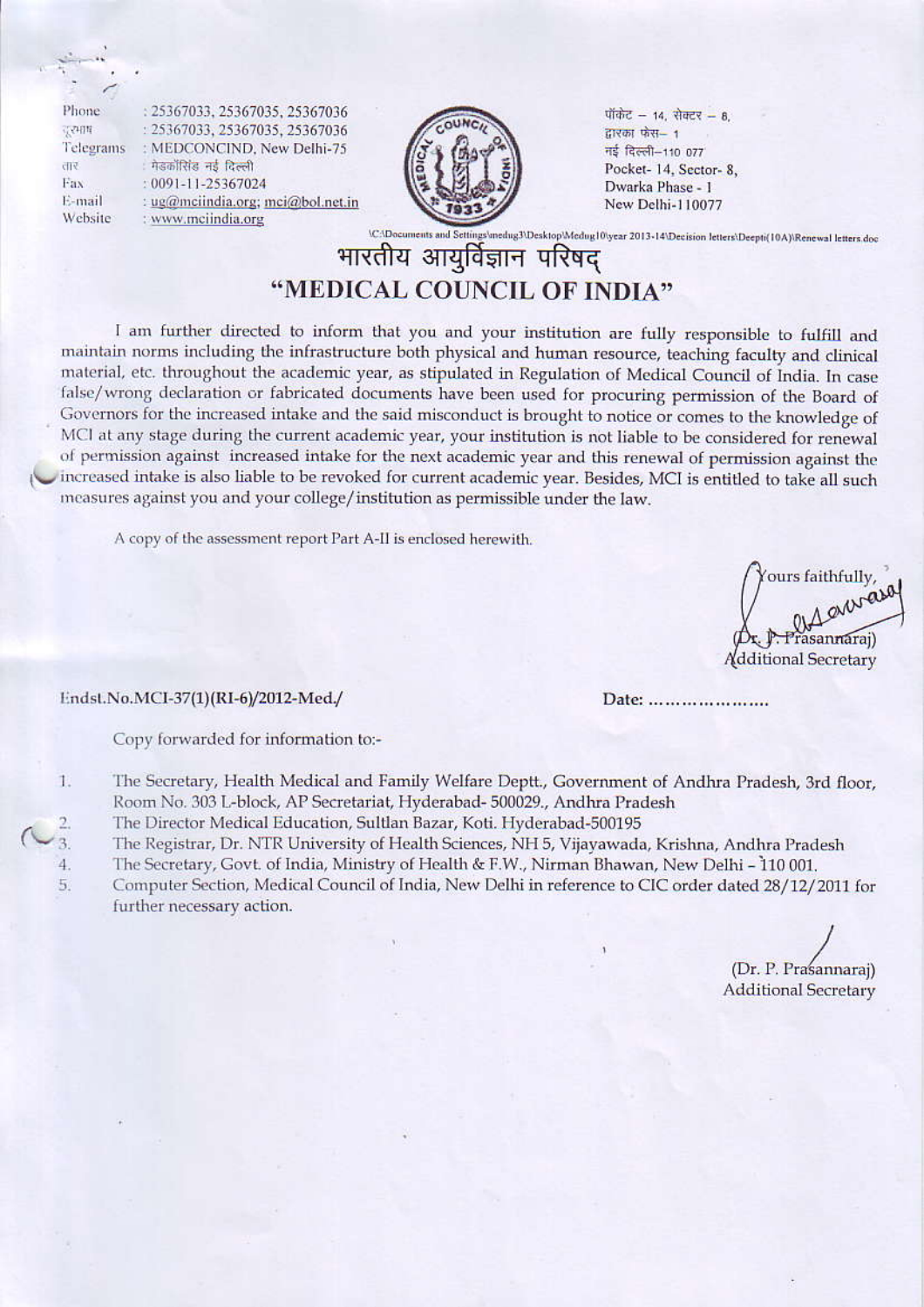Phone : 25367033, 25367035, 25367036
दूरभाष : 25367033, 25367035, 25367036
Telegrams : MEDCONCIND, New Delhi-75
तार : मेडकौंसिंड नई दिल्ली
Fax : 0091-11-25367024
E-mail : ug@mciindia.org; mci@bol.net.in
Website : www.mciindia.org

पॉकेट – 14, सेक्टर – 8,
द्वारका फेस– 1
नई दिल्ली–110 077
Pocket- 14, Sector- 8,
Dwarka Phase - 1
New Delhi-110077

\C:\Documents and Settings\medug3\Desktop\Medug10\year 2013-14\Decision letters\Deepti(10A)\Renewal letters.doc

# भारतीय आयुर्विज्ञान परिषद्
# "MEDICAL COUNCIL OF INDIA"

I am further directed to inform that you and your institution are fully responsible to fulfill and maintain norms including the infrastructure both physical and human resource, teaching faculty and clinical material, etc. throughout the academic year, as stipulated in Regulation of Medical Council of India. In case false/wrong declaration or fabricated documents have been used for procuring permission of the Board of Governors for the increased intake and the said misconduct is brought to notice or comes to the knowledge of MCI at any stage during the current academic year, your institution is not liable to be considered for renewal of permission against increased intake for the next academic year and this renewal of permission against the increased intake is also liable to be revoked for current academic year. Besides, MCI is entitled to take all such measures against you and your college/institution as permissible under the law.

A copy of the assessment report Part A-II is enclosed herewith.

Yours faithfully,

(Dr. P. Prasannaraj)
Additional Secretary

Endst.No.MCI-37(1)(RI-6)/2012-Med./

Date: ………………….

Copy forwarded for information to:-

1. The Secretary, Health Medical and Family Welfare Deptt., Government of Andhra Pradesh, 3rd floor, Room No. 303 L-block, AP Secretariat, Hyderabad- 500029., Andhra Pradesh
2. The Director Medical Education, Sultlan Bazar, Koti. Hyderabad-500195
3. The Registrar, Dr. NTR University of Health Sciences, NH 5, Vijayawada, Krishna, Andhra Pradesh
4. The Secretary, Govt. of India, Ministry of Health & F.W., Nirman Bhawan, New Delhi – 110 001.
5. Computer Section, Medical Council of India, New Delhi in reference to CIC order dated 28/12/2011 for further necessary action.

(Dr. P. Prasannaraj)
Additional Secretary